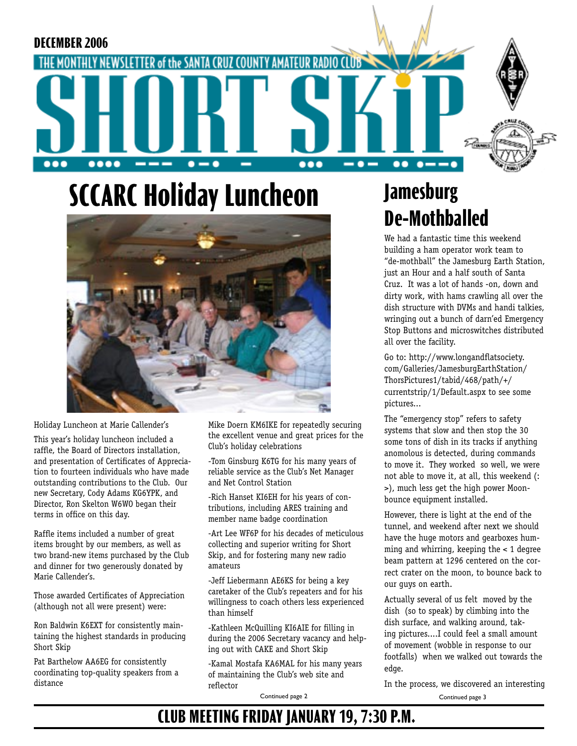DECEMBER 2006

THE MONTHLY NEWSLETTER of the SANTA CRUZ COUNTY AMATEUR RADIO CLUB

# SHORT SKiP

## SCCARC Holiday Luncheon

Holiday Luncheon at Marie Callender's

This year's holiday luncheon included a raffle, the Board of Directors installation, and presentation of Certificates of Appreciation to fourteen individuals who have made outstanding contributions to the Club. Our new Secretary, Cody Adams KG6YPK, and Director, Ron Skelton W6WO began their terms in office on this day.

Raffle items included a number of great items brought by our members, as well as two brand-new items purchased by the Club and dinner for two generously donated by Marie Callender's.

Those awarded Certificates of Appreciation (although not all were present) were:

Ron Baldwin K6EXT for consistently maintaining the highest standards in producing Short Skip

Pat Barthelow AA6EG for consistently coordinating top-quality speakers from a distance

Mike Doern KM6IKE for repeatedly securing the excellent venue and great prices for the Club's holiday celebrations

-Tom Ginsburg K6TG for his many years of reliable service as the Club's Net Manager and Net Control Station

-Rich Hanset KI6EH for his years of contributions, including ARES training and member name badge coordination

-Art Lee WF6P for his decades of meticulous collecting and superior writing for Short Skip, and for fostering many new radio amateurs

-Jeff Liebermann AE6KS for being a key caretaker of the Club's repeaters and for his willingness to coach others less experienced than himself

-Kathleen McQuilling KI6AIE for filling in during the 2006 Secretary vacancy and helping out with CAKE and Short Skip

-Kamal Mostafa KA6MAL for his many years of maintaining the Club's web site and reflector

Continued page 2

## Jamesburg De-Mothballed

We had a fantastic time this weekend building a ham operator work team to "de-mothball" the Jamesburg Earth Station, just an Hour and a half south of Santa Cruz. It was a lot of hands -on, down and dirty work, with hams crawling all over the dish structure with DVMs and handi talkies, wringing out a bunch of darn'ed Emergency Stop Buttons and microswitches distributed all over the facility.

Go to: http://www.longandflatsociety.com/Galleries/JamesburgEarthStation/ThorsPictures1/tabid/468/path/+/currentstrip/1/Default.aspx to see some pictures...

The "emergency stop" refers to safety systems that slow and then stop the 30 some tons of dish in its tracks if anything anomolous is detected, during commands to move it. They worked so well, we were not able to move it, at all, this weekend (: >), much less get the high power Moonbounce equipment installed.

However, there is light at the end of the tunnel, and weekend after next we should have the huge motors and gearboxes humming and whirring, keeping the < 1 degree beam pattern at 1296 centered on the correct crater on the moon, to bounce back to our guys on earth.

Actually several of us felt moved by the dish (so to speak) by climbing into the dish surface, and walking around, taking pictures....I could feel a small amount of movement (wobble in response to our footfalls) when we walked out towards the edge.

In the process, we discovered an interesting

Continued page 3

**CLUB MEETING FRIDAY JANUARY 19, 7:30 P.M.**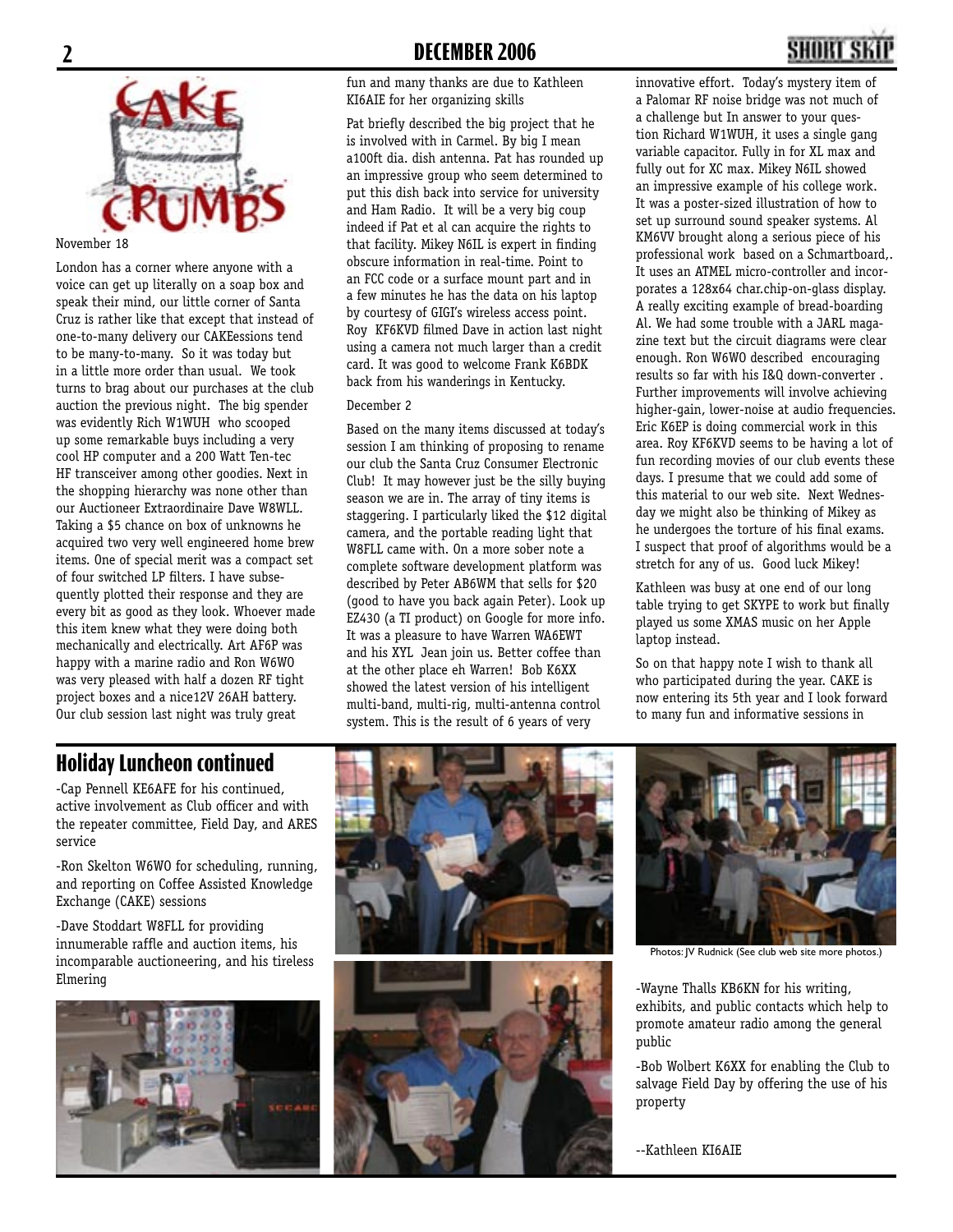## CAKE CRUMBS

November 18

London has a corner where anyone with a voice can get up literally on a soap box and speak their mind, our little corner of Santa Cruz is rather like that except that instead of one-to-many delivery our CAKEessions tend to be many-to-many. So it was today but in a little more order than usual. We took turns to brag about our purchases at the club auction the previous night. The big spender was evidently Rich W1WUH who scooped up some remarkable buys including a very cool HP computer and a 200 Watt Ten-tec HF transceiver among other goodies. Next in the shopping hierarchy was none other than our Auctioneer Extraordinaire Dave W8WLL. Taking a $5 chance on box of unknowns he acquired two very well engineered home brew items. One of special merit was a compact set of four switched LP filters. I have subsequently plotted their response and they are every bit as good as they look. Whoever made this item knew what they were doing both mechanically and electrically. Art AF6P was happy with a marine radio and Ron W6WO was very pleased with half a dozen RF tight project boxes and a nice12V 26AH battery. Our club session last night was truly great fun and many thanks are due to Kathleen KI6AIE for her organizing skills

Pat briefly described the big project that he is involved with in Carmel. By big I mean a100ft dia. dish antenna. Pat has rounded up an impressive group who seem determined to put this dish back into service for university and Ham Radio. It will be a very big coup indeed if Pat et al can acquire the rights to that facility. Mikey N6IL is expert in finding obscure information in real-time. Point to an FCC code or a surface mount part and in a few minutes he has the data on his laptop by courtesy of GIGI's wireless access point. Roy KF6KVD filmed Dave in action last night using a camera not much larger than a credit card. It was good to welcome Frank K6BDK back from his wanderings in Kentucky.

December 2

Based on the many items discussed at today's session I am thinking of proposing to rename our club the Santa Cruz Consumer Electronic Club! It may however just be the silly buying season we are in. The array of tiny items is staggering. I particularly liked the $12 digital camera, and the portable reading light that W8FLL came with. On a more sober note a complete software development platform was described by Peter AB6WM that sells for $20 (good to have you back again Peter). Look up EZ430 (a TI product) on Google for more info. It was a pleasure to have Warren WA6EWT and his XYL Jean join us. Better coffee than at the other place eh Warren! Bob K6XX showed the latest version of his intelligent multi-band, multi-rig, multi-antenna control system. This is the result of 6 years of very innovative effort. Today's mystery item of a Palomar RF noise bridge was not much of a challenge but In answer to your question Richard W1WUH, it uses a single gang variable capacitor. Fully in for XL max and fully out for XC max. Mikey N6IL showed an impressive example of his college work. It was a poster-sized illustration of how to set up surround sound speaker systems. Al KM6VV brought along a serious piece of his professional work based on a Schmartboard,. It uses an ATMEL micro-controller and incorporates a 128x64 char.chip-on-glass display. A really exciting example of bread-boarding Al. We had some trouble with a JARL magazine text but the circuit diagrams were clear enough. Ron W6WO described encouraging results so far with his I&Q down-converter . Further improvements will involve achieving higher-gain, lower-noise at audio frequencies. Eric K6EP is doing commercial work in this area. Roy KF6KVD seems to be having a lot of fun recording movies of our club events these days. I presume that we could add some of this material to our web site. Next Wednesday we might also be thinking of Mikey as he undergoes the torture of his final exams. I suspect that proof of algorithms would be a stretch for any of us. Good luck Mikey!

Kathleen was busy at one end of our long table trying to get SKYPE to work but finally played us some XMAS music on her Apple laptop instead.

So on that happy note I wish to thank all who participated during the year. CAKE is now entering its 5th year and I look forward to many fun and informative sessions in

## Holiday Luncheon continued

-Cap Pennell KE6AFE for his continued, active involvement as Club officer and with the repeater committee, Field Day, and ARES service

-Ron Skelton W6WO for scheduling, running, and reporting on Coffee Assisted Knowledge Exchange (CAKE) sessions

-Dave Stoddart W8FLL for providing innumerable raffle and auction items, his incomparable auctioneering, and his tireless Elmering

Photos: JV Rudnick (See club web site more photos.)

-Wayne Thalls KB6KN for his writing, exhibits, and public contacts which help to promote amateur radio among the general public

-Bob Wolbert K6XX for enabling the Club to salvage Field Day by offering the use of his property

--Kathleen KI6AIE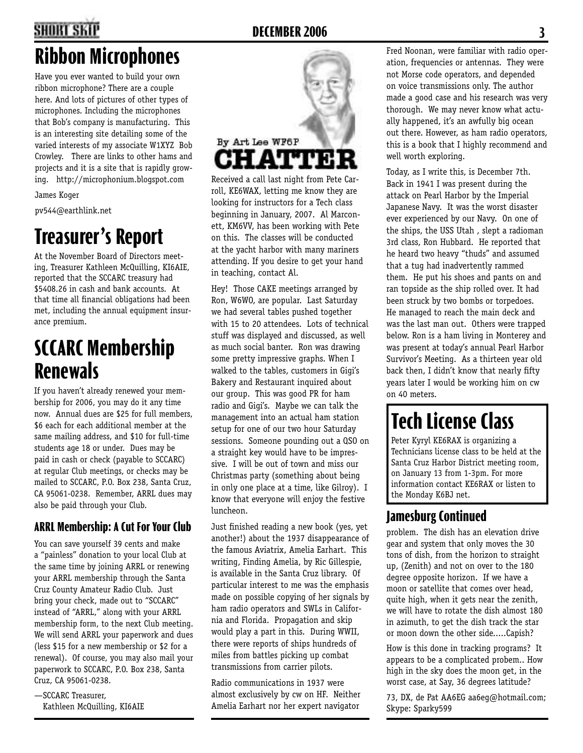# Ribbon Microphones

Have you ever wanted to build your own ribbon microphone? There are a couple here. And lots of pictures of other types of microphones. Including the microphones that Bob's company is manufacturing. This is an interesting site detailing some of the varied interests of my associate W1XYZ Bob Crowley. There are links to other hams and projects and it is a site that is rapidly growing. http://microphonium.blogspot.com

James Koger

pv544@earthlink.net

# Treasurer's Report

At the November Board of Directors meeting, Treasurer Kathleen McQuilling, KI6AIE, reported that the SCCARC treasury had $5408.26 in cash and bank accounts. At that time all financial obligations had been met, including the annual equipment insurance premium.

# SCCARC Membership Renewals

If you haven't already renewed your membership for 2006, you may do it any time now. Annual dues are $25 for full members, $6 each for each additional member at the same mailing address, and $10 for full-time students age 18 or under. Dues may be paid in cash or check (payable to SCCARC) at regular Club meetings, or checks may be mailed to SCCARC, P.O. Box 238, Santa Cruz, CA 95061-0238. Remember, ARRL dues may also be paid through your Club.

## ARRL Membership: A Cut For Your Club

You can save yourself 39 cents and make a "painless" donation to your local Club at the same time by joining ARRL or renewing your ARRL membership through the Santa Cruz County Amateur Radio Club. Just bring your check, made out to "SCCARC" instead of "ARRL," along with your ARRL membership form, to the next Club meeting. We will send ARRL your paperwork and dues (less $15 for a new membership or $2 for a renewal). Of course, you may also mail your paperwork to SCCARC, P.O. Box 238, Santa Cruz, CA 95061-0238.

—SCCARC Treasurer,
Kathleen McQuilling, KI6AIE

# CHATTER

By Art Lee WF6P

Received a call last night from Pete Carroll, KE6WAX, letting me know they are looking for instructors for a Tech class beginning in January, 2007. Al Marconett, KM6VV, has been working with Pete on this. The classes will be conducted at the yacht harbor with many mariners attending. If you desire to get your hand in teaching, contact Al.

Hey! Those CAKE meetings arranged by Ron, W6WO, are popular. Last Saturday we had several tables pushed together with 15 to 20 attendees. Lots of technical stuff was displayed and discussed, as well as much social banter. Ron was drawing some pretty impressive graphs. When I walked to the tables, customers in Gigi's Bakery and Restaurant inquired about our group. This was good PR for ham radio and Gigi's. Maybe we can talk the management into an actual ham station setup for one of our two hour Saturday sessions. Someone pounding out a QSO on a straight key would have to be impressive. I will be out of town and miss our Christmas party (something about being in only one place at a time, like Gilroy). I know that everyone will enjoy the festive luncheon.

Just finished reading a new book (yes, yet another!) about the 1937 disappearance of the famous Aviatrix, Amelia Earhart. This writing, Finding Amelia, by Ric Gillespie, is available in the Santa Cruz library. Of particular interest to me was the emphasis made on possible copying of her signals by ham radio operators and SWLs in California and Florida. Propagation and skip would play a part in this. During WWII, there were reports of ships hundreds of miles from battles picking up combat transmissions from carrier pilots.

Radio communications in 1937 were almost exclusively by cw on HF. Neither Amelia Earhart nor her expert navigator Fred Noonan, were familiar with radio operation, frequencies or antennas. They were not Morse code operators, and depended on voice transmissions only. The author made a good case and his research was very thorough. We may never know what actually happened, it's an awfully big ocean out there. However, as ham radio operators, this is a book that I highly recommend and well worth exploring.

Today, as I write this, is December 7th. Back in 1941 I was present during the attack on Pearl Harbor by the Imperial Japanese Navy. It was the worst disaster ever experienced by our Navy. On one of the ships, the USS Utah , slept a radioman 3rd class, Ron Hubbard. He reported that he heard two heavy "thuds" and assumed that a tug had inadvertently rammed them. He put his shoes and pants on and ran topside as the ship rolled over. It had been struck by two bombs or torpedoes. He managed to reach the main deck and was the last man out. Others were trapped below. Ron is a ham living in Monterey and was present at today's annual Pearl Harbor Survivor's Meeting. As a thirteen year old back then, I didn't know that nearly fifty years later I would be working him on cw on 40 meters.

# Tech License Class

Peter Kyryl KE6RAX is organizing a Technicians license class to be held at the Santa Cruz Harbor District meeting room, on January 13 from 1-3pm. For more information contact KE6RAX or listen to the Monday K6BJ net.

## Jamesburg Continued

problem. The dish has an elevation drive gear and system that only moves the 30 tons of dish, from the horizon to straight up, (Zenith) and not on over to the 180 degree opposite horizon. If we have a moon or satellite that comes over head, quite high, when it gets near the zenith, we will have to rotate the dish almost 180 in azimuth, to get the dish track the star or moon down the other side.....Capish?

How is this done in tracking programs? It appears to be a complicated probem.. How high in the sky does the moon get, in the worst case, at Say, 36 degrees latitude?

73, DX, de Pat AA6EG aa6eg@hotmail.com; Skype: Sparky599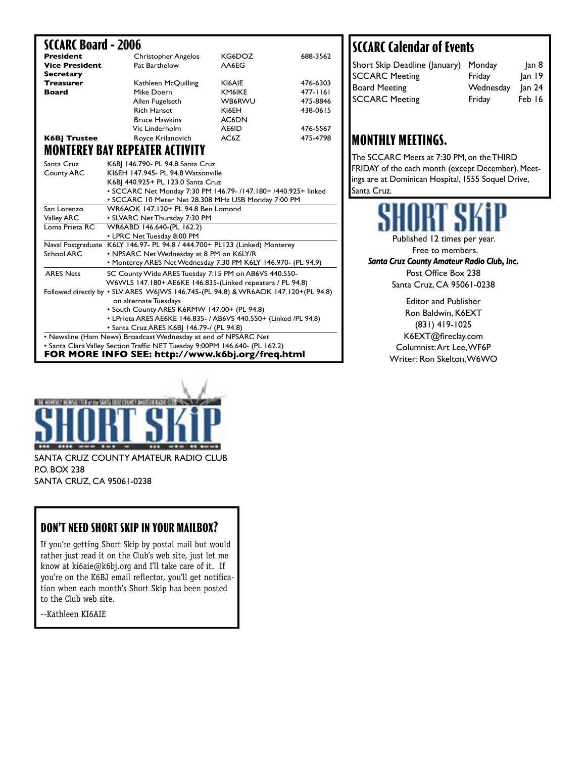## SCCARC Board - 2006

| | | | |
|---|---|---|---|
| **President** | Christopher Angelos | KG6DOZ | 688-3562 |
| **Vice President** | Pat Barthelow | AA6EG | |
| **Secretary** | | | |
| **Treasurer** | Kathleen McQuilling | KI6AIE | 476-6303 |
| **Board** | Mike Doern | KM6IKE | 477-1161 |
| | Allen Fugelseth | WB6RWU | 475-8846 |
| | Rich Hanset | KI6EH | 438-0615 |
| | Bruce Hawkins | AC6DN | |
| | Vic Linderholm | AE6ID | 476-5567 |
| **K6BJ Trustee** | Royce Krilanovich | AC6Z | 475-4798 |

## MONTEREY BAY REPEATER ACTIVITY

| | |
|---|---|
| Santa Cruz County ARC | K6BJ 146.790- PL 94.8 Santa Cruz<br>KI6EH 147.945- PL 94.8 Watsonville<br>K6BJ 440.925+ PL 123.0 Santa Cruz<br>• SCCARC Net Monday 7:30 PM 146.79- /147.180+ /440.925+ linked<br>• SCCARC 10 Meter Net 28.308 MHz USB Monday 7:00 PM |
| San Lorenzo Valley ARC | WR6AOK 147.120+ PL 94.8 Ben Lomond<br>• SLVARC Net Thursday 7:30 PM |
| Loma Prieta RC | WR6ABD 146.640-(PL 162.2)<br>• LPRC Net Tuesday 8:00 PM |
| Naval Postgraduate School ARC | K6LY 146.97- PL 94.8 / 444.700+ PL123 (Linked) Monterey<br>• NPSARC Net Wednesday at 8 PM on K6LY/R<br>• Monterey ARES Net Wednesday 7:30 PM K6LY 146.970- (PL 94.9) |
| ARES Nets | SC County Wide ARES Tuesday 7:15 PM on AB6VS 440.550-<br>W6WLS 147.180+ AE6KE 146.835-(Linked repeaters / PL 94.8) |
| Followed directly by | • SLV ARES W6JWS 146.745-(PL 94.8) & WR6AOK 147.120+(PL 94.8) on alternate Tuesdays<br>• South County ARES K6RMW 147.00+ (PL 94.8)<br>• LPrieta ARES AE6KE 146.835- / AB6VS 440.550+ (Linked /PL 94.8)<br>• Santa Cruz ARES K6BJ 146.79-/ (PL 94.8) |

• Newsline (Ham News) Broadcast Wednesday at end of NPSARC Net
• Santa Clara Valley Section Traffic NET Tuesday 9:00PM 146.640- (PL 162.2)

**FOR MORE INFO SEE: http://www.k6bj.org/freq.html**

## SCCARC Calendar of Events

| | | |
|---|---|---|
| Short Skip Deadline (January) | Monday | Jan 8 |
| SCCARC Meeting | Friday | Jan 19 |
| Board Meeting | Wednesday | Jan 24 |
| SCCARC Meeting | Friday | Feb 16 |

## MONTHLY MEETINGS.

The SCCARC Meets at 7:30 PM, on the THIRD FRIDAY of the each month (except December). Meetings are at Dominican Hospital, 1555 Soquel Drive, Santa Cruz.

# SHORT SKiP

Published 12 times per year.
Free to members.
***Santa Cruz County Amateur Radio Club, Inc.***
Post Office Box 238
Santa Cruz, CA 95061-0238

Editor and Publisher
Ron Baldwin, K6EXT
(831) 419-1025
K6EXT@fireclay.com
Columnist: Art Lee, WF6P
Writer: Ron Skelton, W6WO

THE MONTHLY NEWSLETTER of the SANTA CRUZ COUNTY AMATEUR RADIO CLUB

# SHORT SKiP

SANTA CRUZ COUNTY AMATEUR RADIO CLUB
P.O. BOX 238
SANTA CRUZ, CA 95061-0238

## DON'T NEED SHORT SKIP IN YOUR MAILBOX?

If you're getting Short Skip by postal mail but would rather just read it on the Club's web site, just let me know at ki6aie@k6bj.org and I'll take care of it. If you're on the K6BJ email reflector, you'll get notification when each month's Short Skip has been posted to the Club web site.

--Kathleen KI6AIE